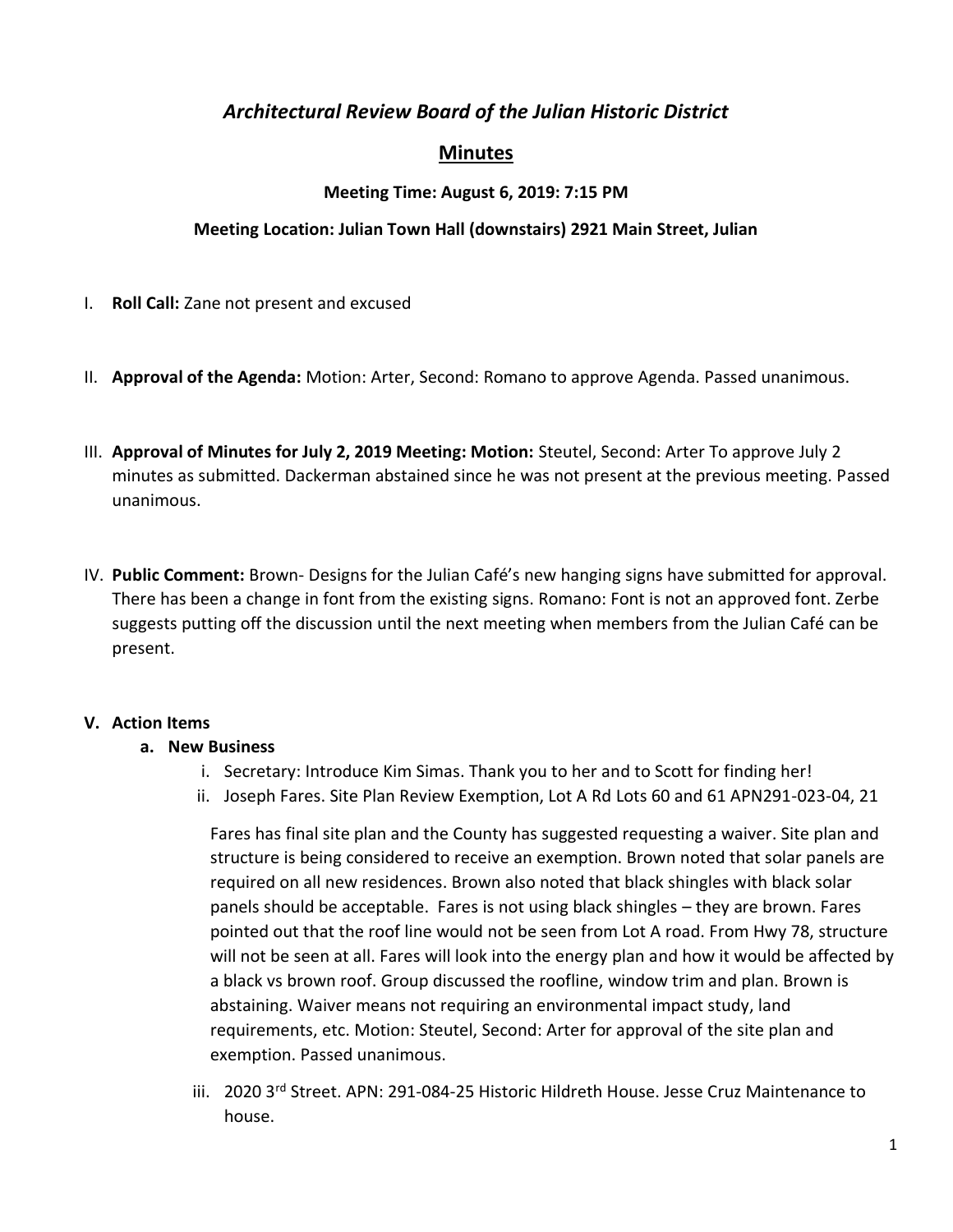# *Architectural Review Board of the Julian Historic District*

## Minutes

**Meeting Time: August 6, 2019: 7:15 PM**

**Meeting Location: Julian Town Hall (downstairs) 2921 Main Street, Julian**

I. **Roll Call:** Zane not present and excused

II. **Approval of the Agenda:** Motion: Arter, Second: Romano to approve Agenda. Passed unanimous.

III. **Approval of Minutes for July 2, 2019 Meeting: Motion:** Steutel, Second: Arter To approve July 2 minutes as submitted. Dackerman abstained since he was not present at the previous meeting. Passed unanimous.

IV. **Public Comment:** Brown- Designs for the Julian Café's new hanging signs have submitted for approval. There has been a change in font from the existing signs. Romano: Font is not an approved font. Zerbe suggests putting off the discussion until the next meeting when members from the Julian Café can be present.

**V. Action Items**

**a. New Business**

i. Secretary: Introduce Kim Simas. Thank you to her and to Scott for finding her!

ii. Joseph Fares. Site Plan Review Exemption, Lot A Rd Lots 60 and 61 APN291-023-04, 21

Fares has final site plan and the County has suggested requesting a waiver. Site plan and structure is being considered to receive an exemption. Brown noted that solar panels are required on all new residences. Brown also noted that black shingles with black solar panels should be acceptable. Fares is not using black shingles – they are brown. Fares pointed out that the roof line would not be seen from Lot A road. From Hwy 78, structure will not be seen at all. Fares will look into the energy plan and how it would be affected by a black vs brown roof. Group discussed the roofline, window trim and plan. Brown is abstaining. Waiver means not requiring an environmental impact study, land requirements, etc. Motion: Steutel, Second: Arter for approval of the site plan and exemption. Passed unanimous.

iii. 2020 3rd Street. APN: 291-084-25 Historic Hildreth House. Jesse Cruz Maintenance to house.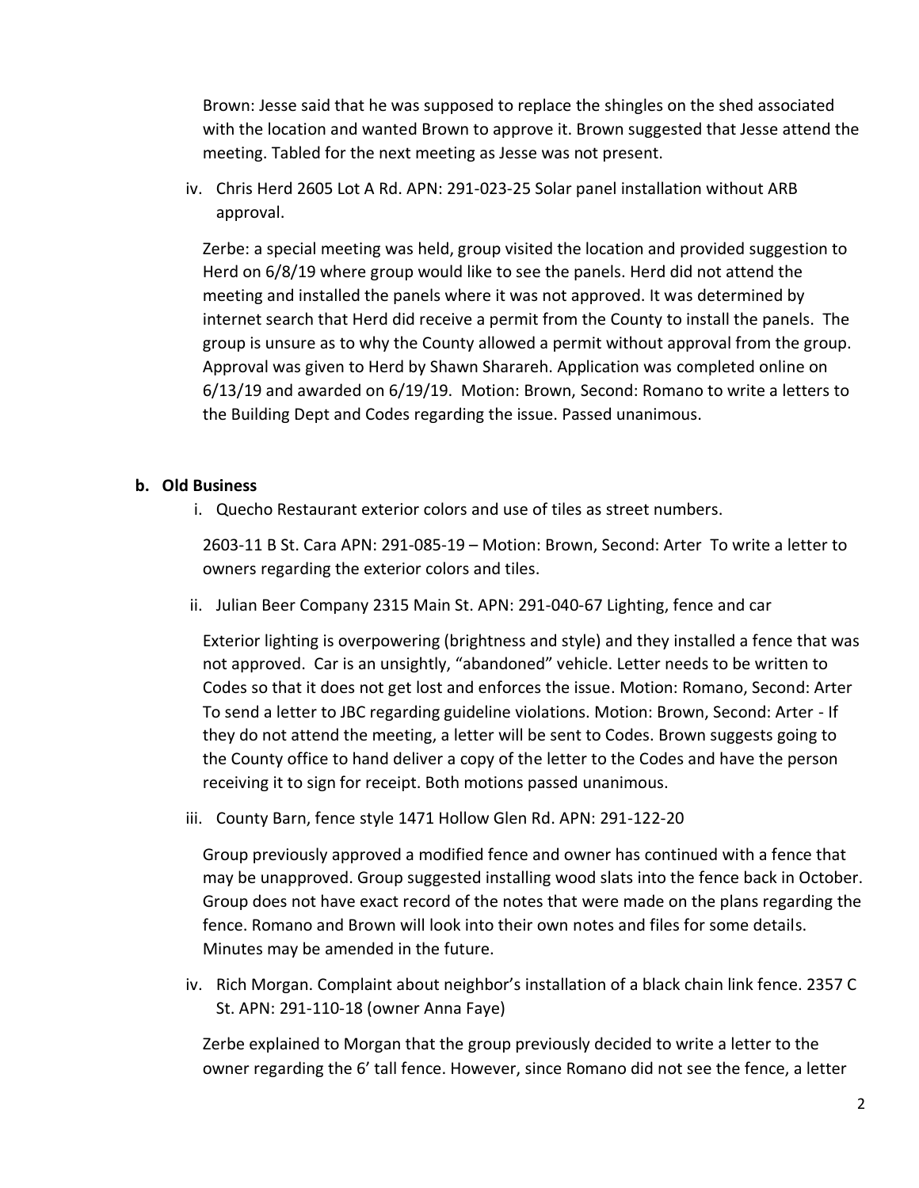Brown: Jesse said that he was supposed to replace the shingles on the shed associated with the location and wanted Brown to approve it. Brown suggested that Jesse attend the meeting. Tabled for the next meeting as Jesse was not present.

iv. Chris Herd 2605 Lot A Rd. APN: 291-023-25 Solar panel installation without ARB approval.

Zerbe: a special meeting was held, group visited the location and provided suggestion to Herd on 6/8/19 where group would like to see the panels. Herd did not attend the meeting and installed the panels where it was not approved. It was determined by internet search that Herd did receive a permit from the County to install the panels. The group is unsure as to why the County allowed a permit without approval from the group. Approval was given to Herd by Shawn Sharareh. Application was completed online on 6/13/19 and awarded on 6/19/19. Motion: Brown, Second: Romano to write a letters to the Building Dept and Codes regarding the issue. Passed unanimous.

**b. Old Business**

i. Quecho Restaurant exterior colors and use of tiles as street numbers.

2603-11 B St. Cara APN: 291-085-19 – Motion: Brown, Second: Arter To write a letter to owners regarding the exterior colors and tiles.

ii. Julian Beer Company 2315 Main St. APN: 291-040-67 Lighting, fence and car

Exterior lighting is overpowering (brightness and style) and they installed a fence that was not approved. Car is an unsightly, "abandoned" vehicle. Letter needs to be written to Codes so that it does not get lost and enforces the issue. Motion: Romano, Second: Arter To send a letter to JBC regarding guideline violations. Motion: Brown, Second: Arter - If they do not attend the meeting, a letter will be sent to Codes. Brown suggests going to the County office to hand deliver a copy of the letter to the Codes and have the person receiving it to sign for receipt. Both motions passed unanimous.

iii. County Barn, fence style 1471 Hollow Glen Rd. APN: 291-122-20

Group previously approved a modified fence and owner has continued with a fence that may be unapproved. Group suggested installing wood slats into the fence back in October. Group does not have exact record of the notes that were made on the plans regarding the fence. Romano and Brown will look into their own notes and files for some details. Minutes may be amended in the future.

iv. Rich Morgan. Complaint about neighbor's installation of a black chain link fence. 2357 C St. APN: 291-110-18 (owner Anna Faye)

Zerbe explained to Morgan that the group previously decided to write a letter to the owner regarding the 6' tall fence. However, since Romano did not see the fence, a letter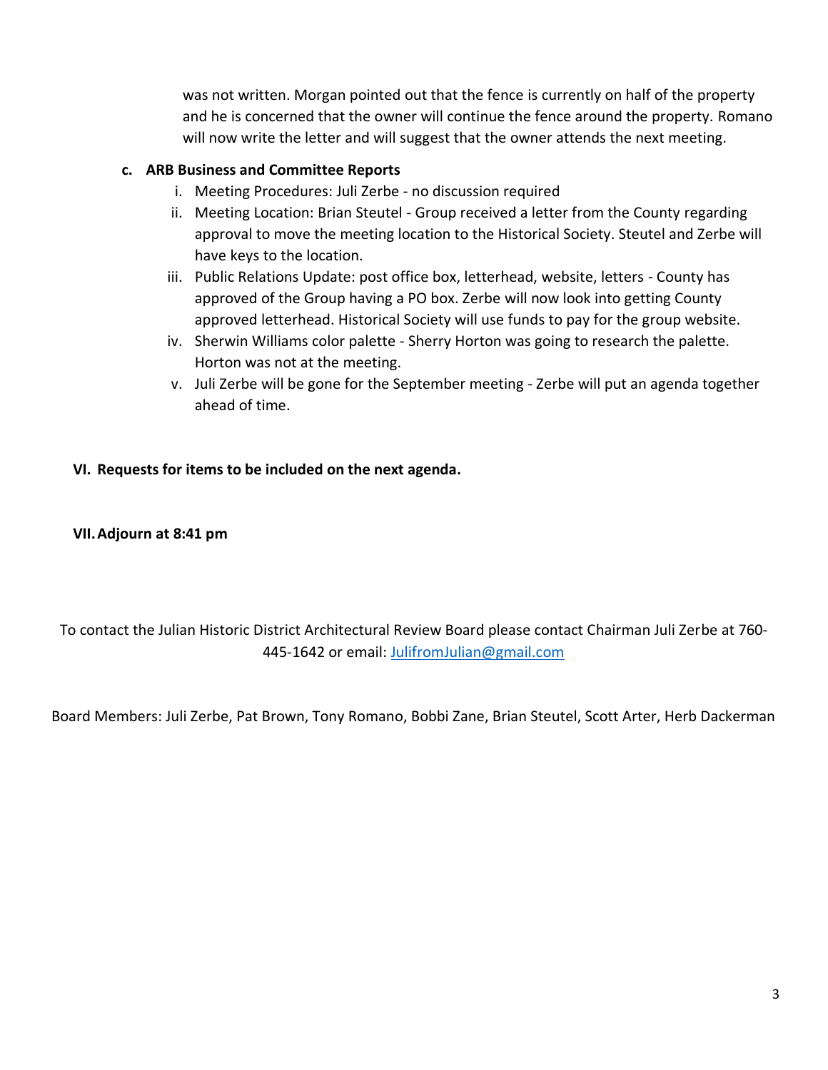was not written. Morgan pointed out that the fence is currently on half of the property and he is concerned that the owner will continue the fence around the property. Romano will now write the letter and will suggest that the owner attends the next meeting.

**c. ARB Business and Committee Reports**

i. Meeting Procedures: Juli Zerbe - no discussion required
ii. Meeting Location: Brian Steutel - Group received a letter from the County regarding approval to move the meeting location to the Historical Society. Steutel and Zerbe will have keys to the location.
iii. Public Relations Update: post office box, letterhead, website, letters - County has approved of the Group having a PO box. Zerbe will now look into getting County approved letterhead. Historical Society will use funds to pay for the group website.
iv. Sherwin Williams color palette - Sherry Horton was going to research the palette. Horton was not at the meeting.
v. Juli Zerbe will be gone for the September meeting - Zerbe will put an agenda together ahead of time.

**VI. Requests for items to be included on the next agenda.**

**VII. Adjourn at 8:41 pm**

To contact the Julian Historic District Architectural Review Board please contact Chairman Juli Zerbe at 760-445-1642 or email: JulifromJulian@gmail.com

Board Members: Juli Zerbe, Pat Brown, Tony Romano, Bobbi Zane, Brian Steutel, Scott Arter, Herb Dackerman